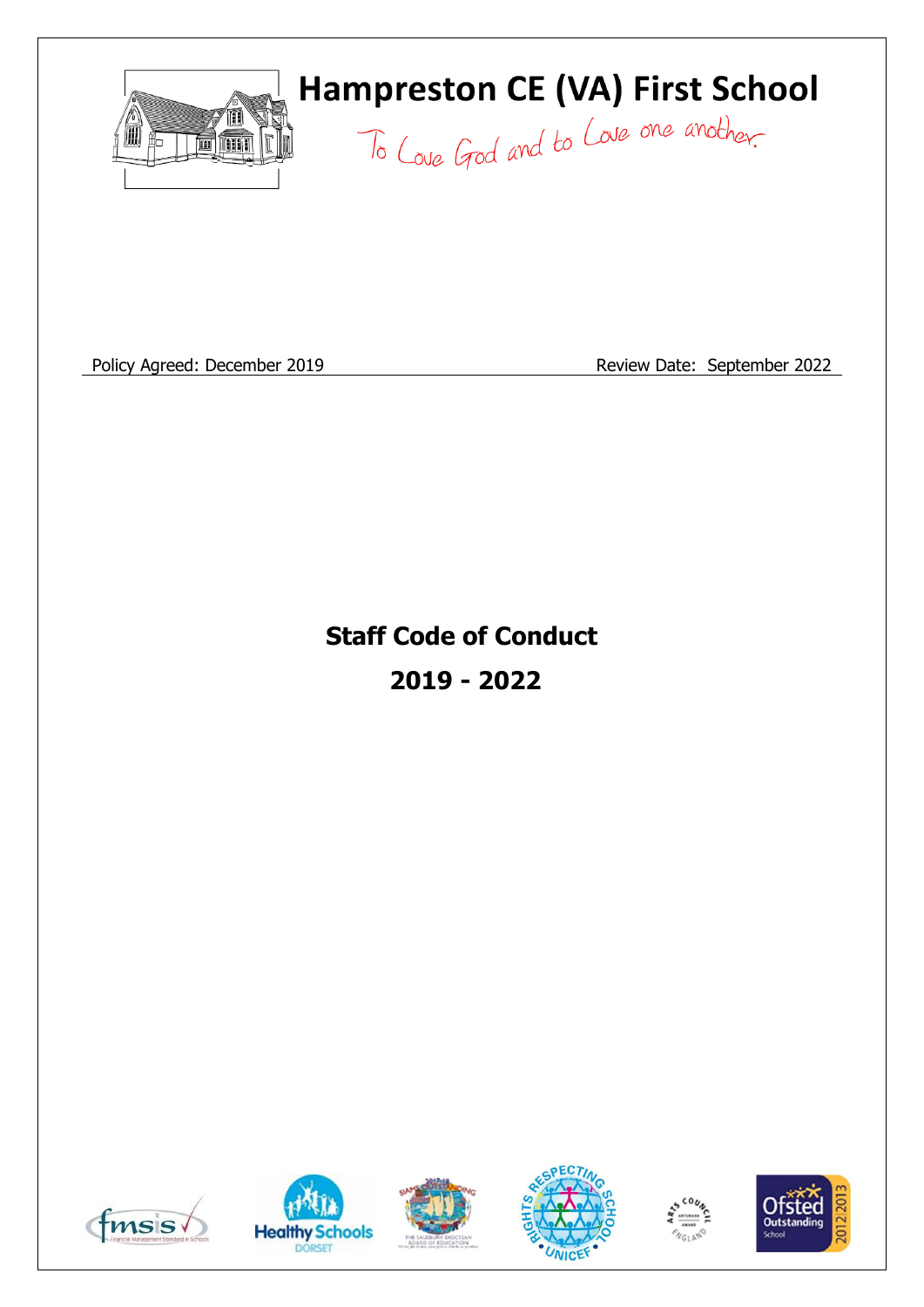# Hampreston CE (VA) First School

To Love God and to Love one another

Policy Agreed: December 2019 Review Date: September 2022

## Staff Code of Conduct

## 2019 - 2022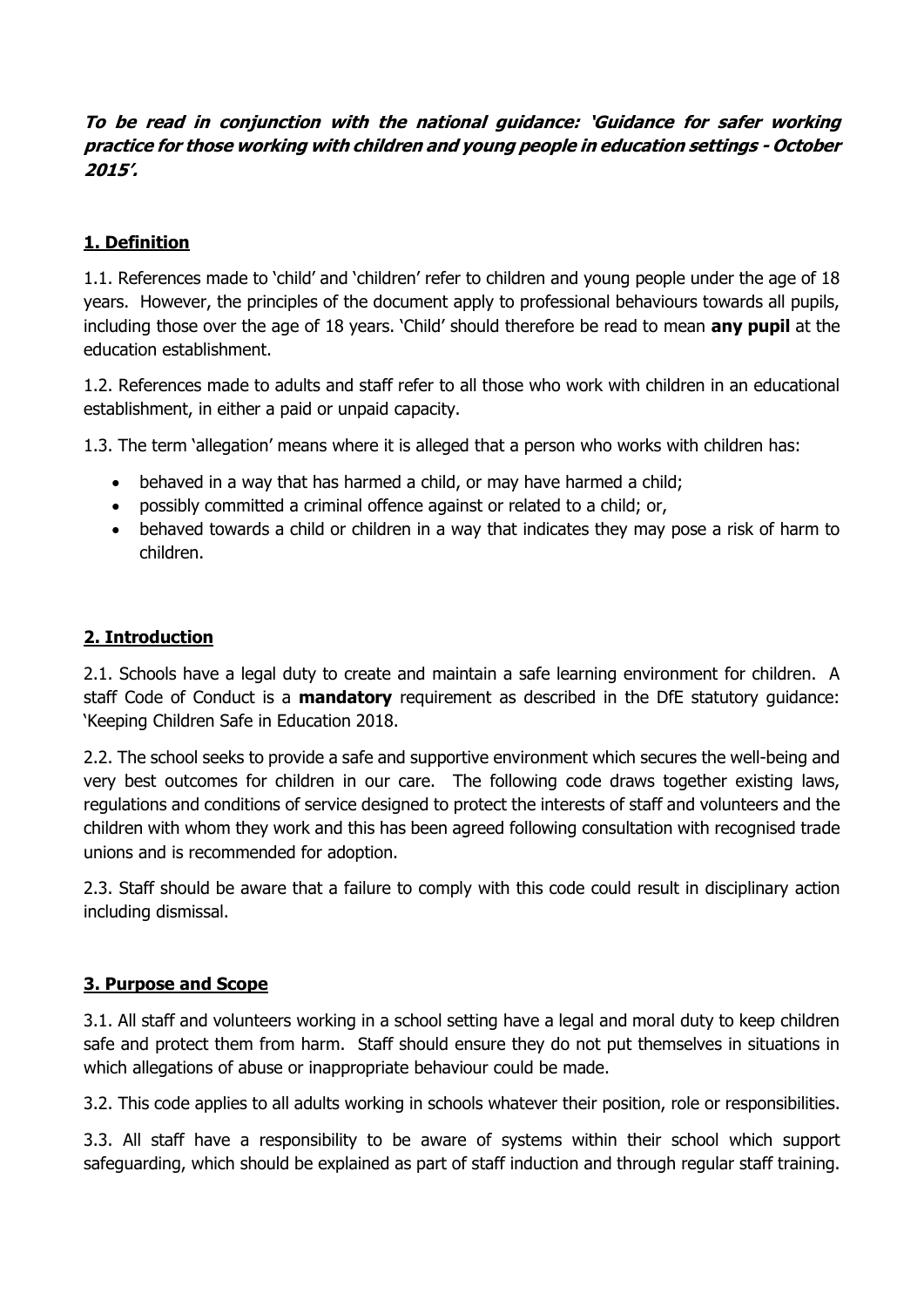***To be read in conjunction with the national guidance: 'Guidance for safer working practice for those working with children and young people in education settings - October 2015'.***

## 1. Definition

1.1. References made to 'child' and 'children' refer to children and young people under the age of 18 years. However, the principles of the document apply to professional behaviours towards all pupils, including those over the age of 18 years. 'Child' should therefore be read to mean **any pupil** at the education establishment.

1.2. References made to adults and staff refer to all those who work with children in an educational establishment, in either a paid or unpaid capacity.

1.3. The term 'allegation' means where it is alleged that a person who works with children has:

- behaved in a way that has harmed a child, or may have harmed a child;
- possibly committed a criminal offence against or related to a child; or,
- behaved towards a child or children in a way that indicates they may pose a risk of harm to children.

## 2. Introduction

2.1. Schools have a legal duty to create and maintain a safe learning environment for children. A staff Code of Conduct is a **mandatory** requirement as described in the DfE statutory guidance: 'Keeping Children Safe in Education 2018.

2.2. The school seeks to provide a safe and supportive environment which secures the well-being and very best outcomes for children in our care. The following code draws together existing laws, regulations and conditions of service designed to protect the interests of staff and volunteers and the children with whom they work and this has been agreed following consultation with recognised trade unions and is recommended for adoption.

2.3. Staff should be aware that a failure to comply with this code could result in disciplinary action including dismissal.

## 3. Purpose and Scope

3.1. All staff and volunteers working in a school setting have a legal and moral duty to keep children safe and protect them from harm. Staff should ensure they do not put themselves in situations in which allegations of abuse or inappropriate behaviour could be made.

3.2. This code applies to all adults working in schools whatever their position, role or responsibilities.

3.3. All staff have a responsibility to be aware of systems within their school which support safeguarding, which should be explained as part of staff induction and through regular staff training.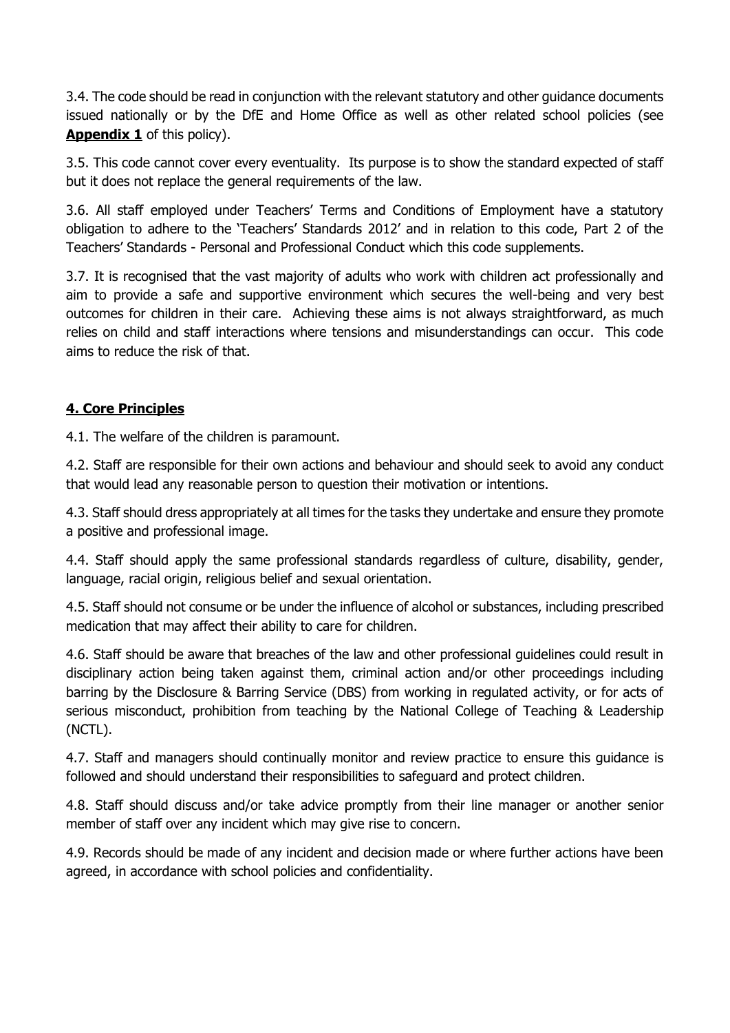3.4. The code should be read in conjunction with the relevant statutory and other guidance documents issued nationally or by the DfE and Home Office as well as other related school policies (see **Appendix 1** of this policy).

3.5. This code cannot cover every eventuality. Its purpose is to show the standard expected of staff but it does not replace the general requirements of the law.

3.6. All staff employed under Teachers' Terms and Conditions of Employment have a statutory obligation to adhere to the 'Teachers' Standards 2012' and in relation to this code, Part 2 of the Teachers' Standards - Personal and Professional Conduct which this code supplements.

3.7. It is recognised that the vast majority of adults who work with children act professionally and aim to provide a safe and supportive environment which secures the well-being and very best outcomes for children in their care. Achieving these aims is not always straightforward, as much relies on child and staff interactions where tensions and misunderstandings can occur. This code aims to reduce the risk of that.

## 4. Core Principles

4.1. The welfare of the children is paramount.

4.2. Staff are responsible for their own actions and behaviour and should seek to avoid any conduct that would lead any reasonable person to question their motivation or intentions.

4.3. Staff should dress appropriately at all times for the tasks they undertake and ensure they promote a positive and professional image.

4.4. Staff should apply the same professional standards regardless of culture, disability, gender, language, racial origin, religious belief and sexual orientation.

4.5. Staff should not consume or be under the influence of alcohol or substances, including prescribed medication that may affect their ability to care for children.

4.6. Staff should be aware that breaches of the law and other professional guidelines could result in disciplinary action being taken against them, criminal action and/or other proceedings including barring by the Disclosure & Barring Service (DBS) from working in regulated activity, or for acts of serious misconduct, prohibition from teaching by the National College of Teaching & Leadership (NCTL).

4.7. Staff and managers should continually monitor and review practice to ensure this guidance is followed and should understand their responsibilities to safeguard and protect children.

4.8. Staff should discuss and/or take advice promptly from their line manager or another senior member of staff over any incident which may give rise to concern.

4.9. Records should be made of any incident and decision made or where further actions have been agreed, in accordance with school policies and confidentiality.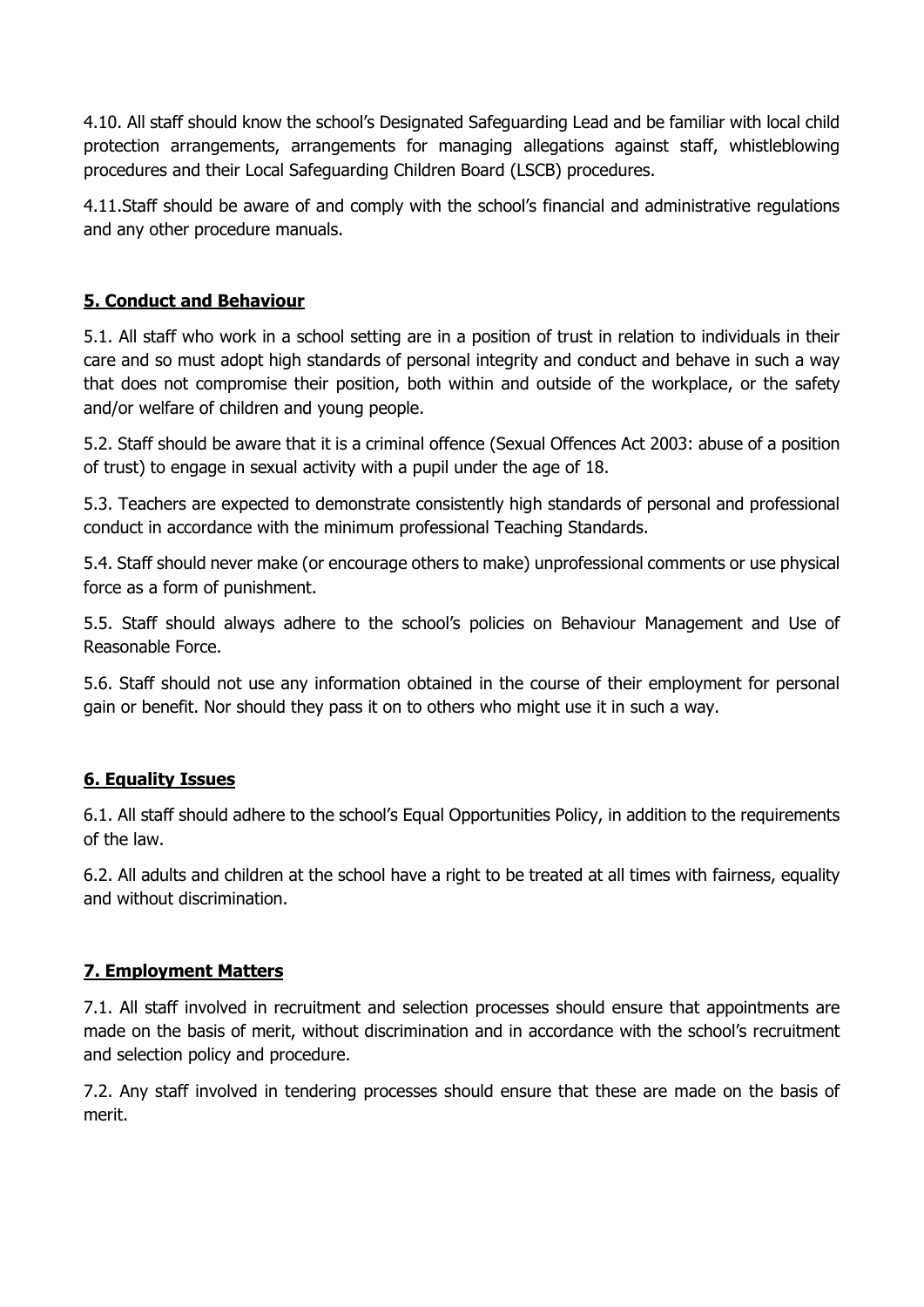4.10. All staff should know the school's Designated Safeguarding Lead and be familiar with local child protection arrangements, arrangements for managing allegations against staff, whistleblowing procedures and their Local Safeguarding Children Board (LSCB) procedures.

4.11.Staff should be aware of and comply with the school's financial and administrative regulations and any other procedure manuals.

## 5. Conduct and Behaviour

5.1. All staff who work in a school setting are in a position of trust in relation to individuals in their care and so must adopt high standards of personal integrity and conduct and behave in such a way that does not compromise their position, both within and outside of the workplace, or the safety and/or welfare of children and young people.

5.2. Staff should be aware that it is a criminal offence (Sexual Offences Act 2003: abuse of a position of trust) to engage in sexual activity with a pupil under the age of 18.

5.3. Teachers are expected to demonstrate consistently high standards of personal and professional conduct in accordance with the minimum professional Teaching Standards.

5.4. Staff should never make (or encourage others to make) unprofessional comments or use physical force as a form of punishment.

5.5. Staff should always adhere to the school's policies on Behaviour Management and Use of Reasonable Force.

5.6. Staff should not use any information obtained in the course of their employment for personal gain or benefit. Nor should they pass it on to others who might use it in such a way.

## 6. Equality Issues

6.1. All staff should adhere to the school's Equal Opportunities Policy, in addition to the requirements of the law.

6.2. All adults and children at the school have a right to be treated at all times with fairness, equality and without discrimination.

## 7. Employment Matters

7.1. All staff involved in recruitment and selection processes should ensure that appointments are made on the basis of merit, without discrimination and in accordance with the school's recruitment and selection policy and procedure.

7.2. Any staff involved in tendering processes should ensure that these are made on the basis of merit.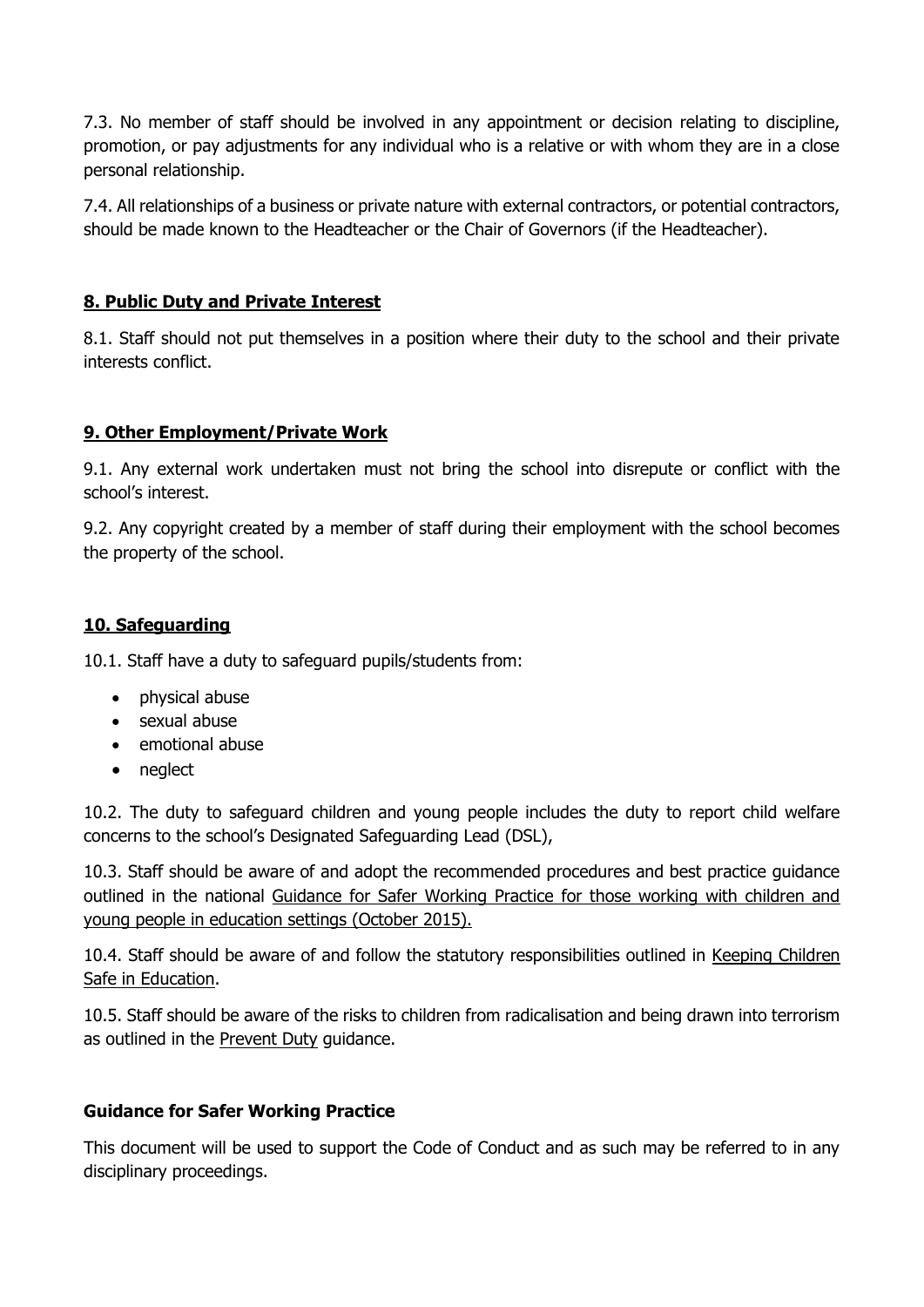7.3. No member of staff should be involved in any appointment or decision relating to discipline, promotion, or pay adjustments for any individual who is a relative or with whom they are in a close personal relationship.

7.4. All relationships of a business or private nature with external contractors, or potential contractors, should be made known to the Headteacher or the Chair of Governors (if the Headteacher).

## 8. Public Duty and Private Interest

8.1. Staff should not put themselves in a position where their duty to the school and their private interests conflict.

## 9. Other Employment/Private Work

9.1. Any external work undertaken must not bring the school into disrepute or conflict with the school's interest.

9.2. Any copyright created by a member of staff during their employment with the school becomes the property of the school.

## 10. Safeguarding

10.1. Staff have a duty to safeguard pupils/students from:

- physical abuse
- sexual abuse
- emotional abuse
- neglect

10.2. The duty to safeguard children and young people includes the duty to report child welfare concerns to the school's Designated Safeguarding Lead (DSL),

10.3. Staff should be aware of and adopt the recommended procedures and best practice guidance outlined in the national Guidance for Safer Working Practice for those working with children and young people in education settings (October 2015).

10.4. Staff should be aware of and follow the statutory responsibilities outlined in Keeping Children Safe in Education.

10.5. Staff should be aware of the risks to children from radicalisation and being drawn into terrorism as outlined in the Prevent Duty guidance.

### Guidance for Safer Working Practice

This document will be used to support the Code of Conduct and as such may be referred to in any disciplinary proceedings.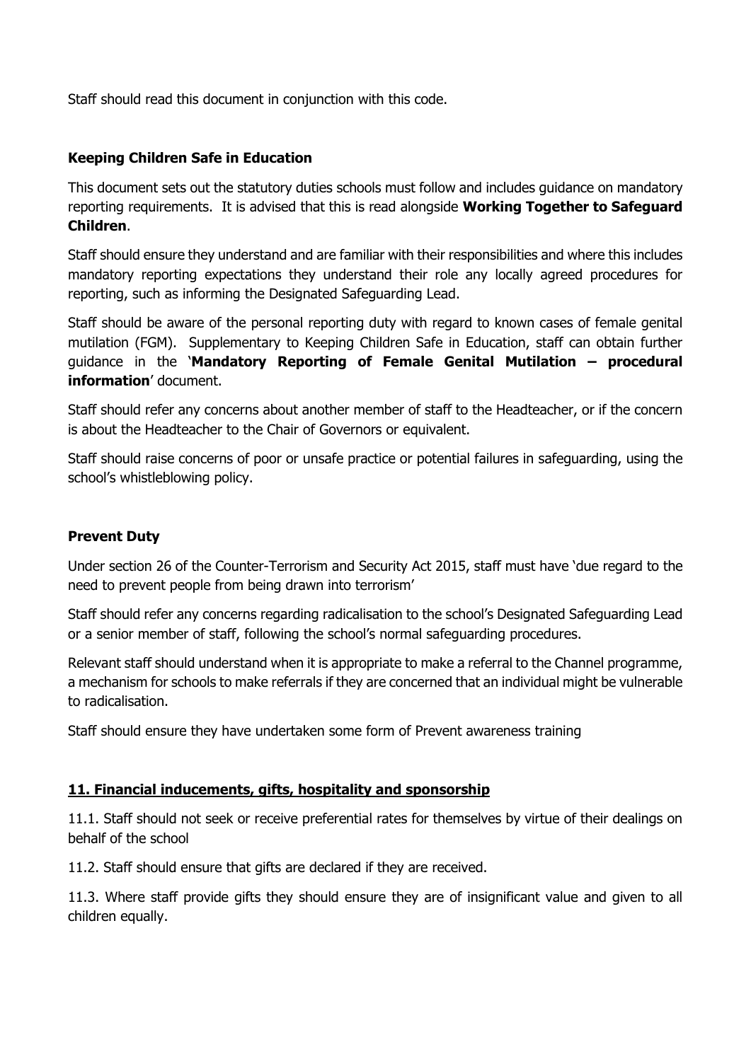Staff should read this document in conjunction with this code.

### Keeping Children Safe in Education

This document sets out the statutory duties schools must follow and includes guidance on mandatory reporting requirements. It is advised that this is read alongside **Working Together to Safeguard Children**.

Staff should ensure they understand and are familiar with their responsibilities and where this includes mandatory reporting expectations they understand their role any locally agreed procedures for reporting, such as informing the Designated Safeguarding Lead.

Staff should be aware of the personal reporting duty with regard to known cases of female genital mutilation (FGM). Supplementary to Keeping Children Safe in Education, staff can obtain further guidance in the '**Mandatory Reporting of Female Genital Mutilation – procedural information**' document.

Staff should refer any concerns about another member of staff to the Headteacher, or if the concern is about the Headteacher to the Chair of Governors or equivalent.

Staff should raise concerns of poor or unsafe practice or potential failures in safeguarding, using the school's whistleblowing policy.

### Prevent Duty

Under section 26 of the Counter-Terrorism and Security Act 2015, staff must have 'due regard to the need to prevent people from being drawn into terrorism'

Staff should refer any concerns regarding radicalisation to the school's Designated Safeguarding Lead or a senior member of staff, following the school's normal safeguarding procedures.

Relevant staff should understand when it is appropriate to make a referral to the Channel programme, a mechanism for schools to make referrals if they are concerned that an individual might be vulnerable to radicalisation.

Staff should ensure they have undertaken some form of Prevent awareness training

## 11. Financial inducements, gifts, hospitality and sponsorship

11.1. Staff should not seek or receive preferential rates for themselves by virtue of their dealings on behalf of the school

11.2. Staff should ensure that gifts are declared if they are received.

11.3. Where staff provide gifts they should ensure they are of insignificant value and given to all children equally.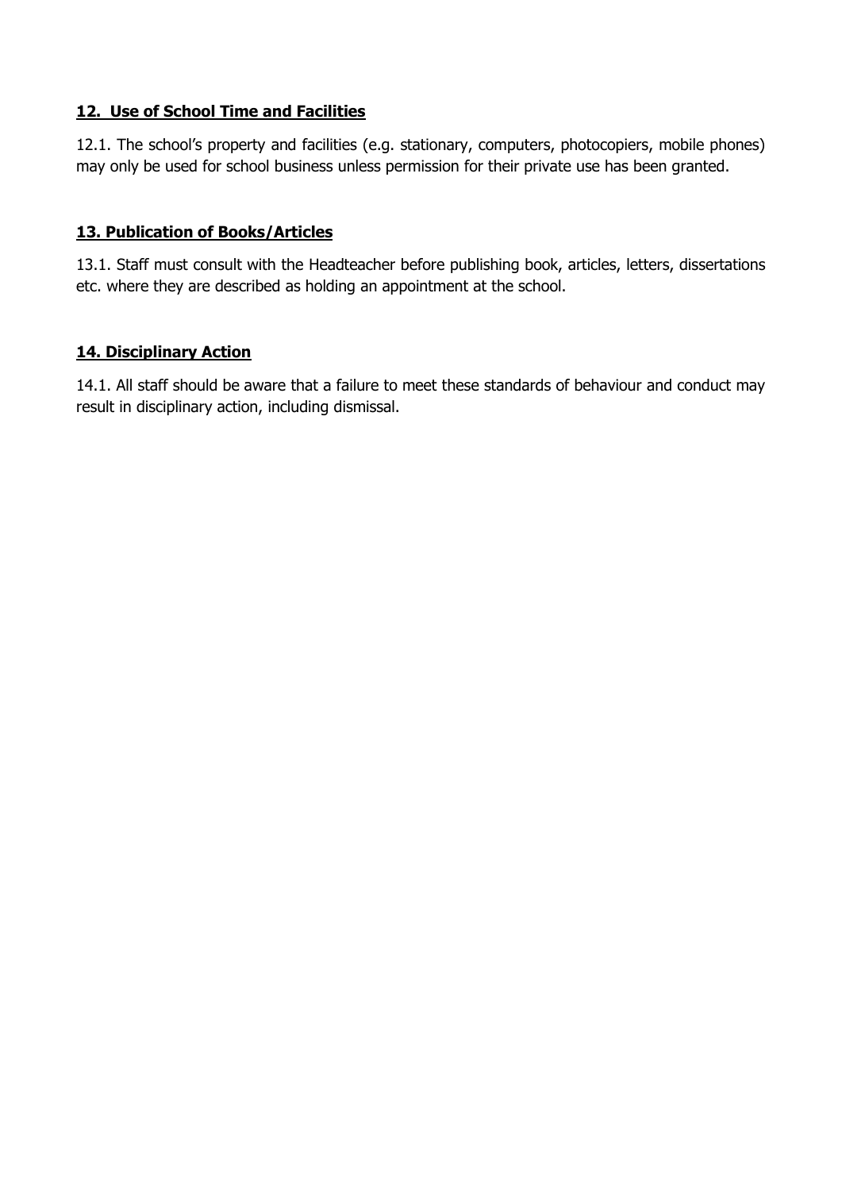## 12. Use of School Time and Facilities

12.1. The school's property and facilities (e.g. stationary, computers, photocopiers, mobile phones) may only be used for school business unless permission for their private use has been granted.

## 13. Publication of Books/Articles

13.1. Staff must consult with the Headteacher before publishing book, articles, letters, dissertations etc. where they are described as holding an appointment at the school.

## 14. Disciplinary Action

14.1. All staff should be aware that a failure to meet these standards of behaviour and conduct may result in disciplinary action, including dismissal.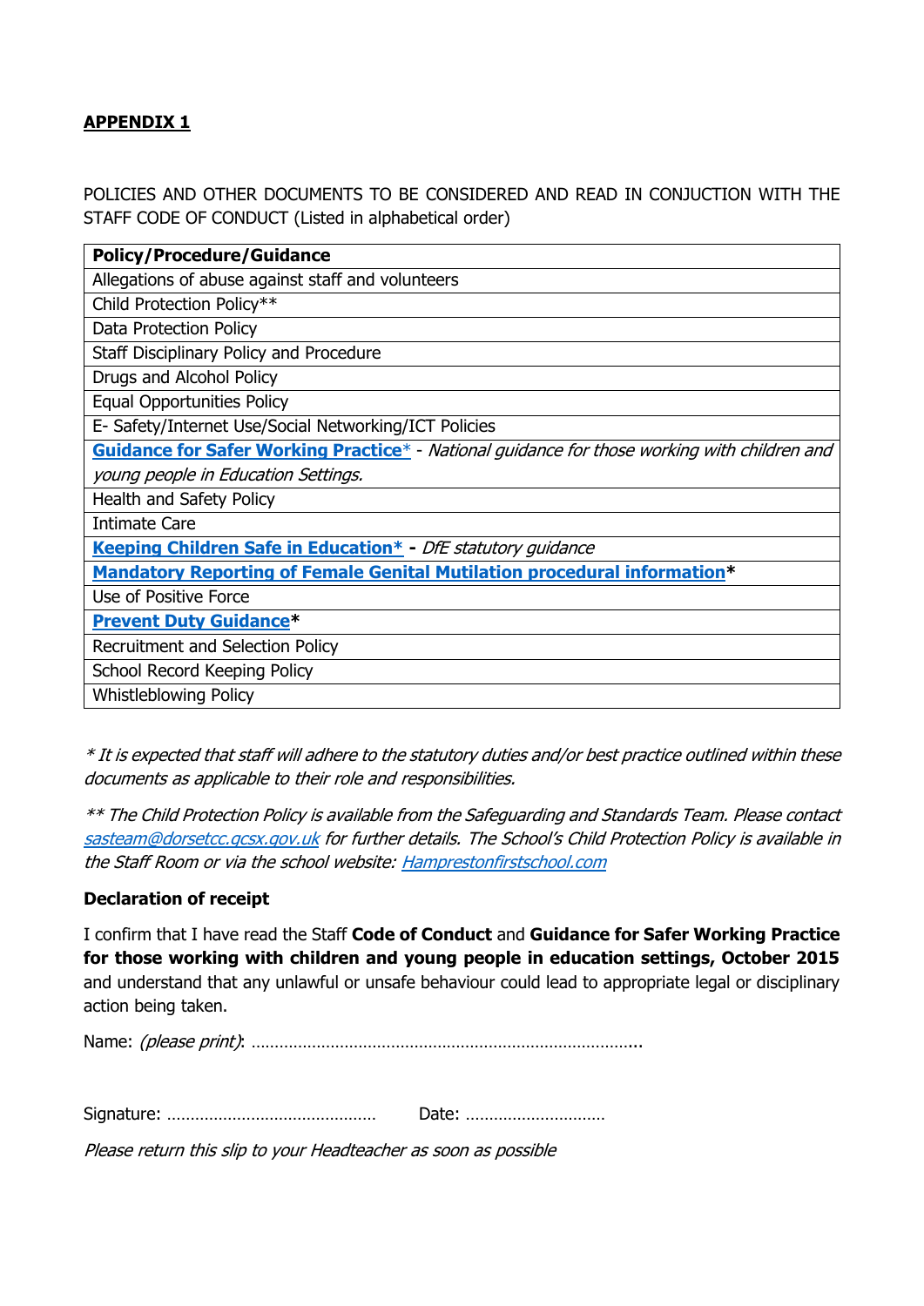**APPENDIX 1**

POLICIES AND OTHER DOCUMENTS TO BE CONSIDERED AND READ IN CONJUCTION WITH THE STAFF CODE OF CONDUCT (Listed in alphabetical order)

| **Policy/Procedure/Guidance** |
|---|
| Allegations of abuse against staff and volunteers |
| Child Protection Policy** |
| Data Protection Policy |
| Staff Disciplinary Policy and Procedure |
| Drugs and Alcohol Policy |
| Equal Opportunities Policy |
| E- Safety/Internet Use/Social Networking/ICT Policies |
| **Guidance for Safer Working Practice*** - *National guidance for those working with children and young people in Education Settings.* |
| Health and Safety Policy |
| Intimate Care |
| **Keeping Children Safe in Education*** - *DfE statutory guidance* |
| **Mandatory Reporting of Female Genital Mutilation procedural information*** |
| Use of Positive Force |
| **Prevent Duty Guidance*** |
| Recruitment and Selection Policy |
| School Record Keeping Policy |
| Whistleblowing Policy |

*\* It is expected that staff will adhere to the statutory duties and/or best practice outlined within these documents as applicable to their role and responsibilities.*

*\*\* The Child Protection Policy is available from the Safeguarding and Standards Team. Please contact sasteam@dorsetcc.gcsx.gov.uk for further details. The School's Child Protection Policy is available in the Staff Room or via the school website: Hamprestonfirstschool.com*

**Declaration of receipt**

I confirm that I have read the Staff **Code of Conduct** and **Guidance for Safer Working Practice for those working with children and young people in education settings, October 2015** and understand that any unlawful or unsafe behaviour could lead to appropriate legal or disciplinary action being taken.

Name: *(please print)*: …………………………………………………………………………..

Signature: ……………………………………… Date: ………………………….

*Please return this slip to your Headteacher as soon as possible*